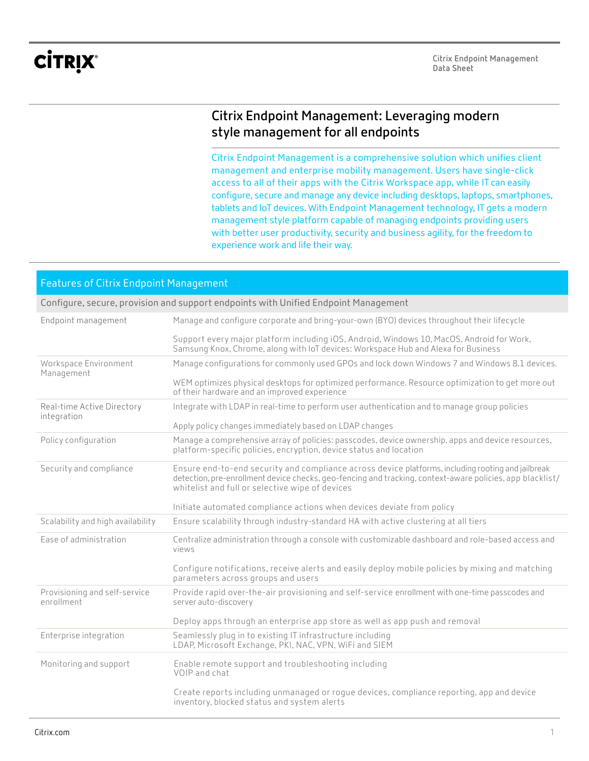# Citrix Endpoint Management: Leveraging modern style management for all endpoints

Citrix Endpoint Management is a comprehensive solution which unifies client management and enterprise mobility management. Users have single-click access to all of their apps with the Citrix Workspace app, while IT can easily configure, secure and manage any device including desktops, laptops, smartphones, tablets and IoT devices. With Endpoint Management technology, IT gets a modern management style platform capable of managing endpoints providing users with better user productivity, security and business agility, for the freedom to experience work and life their way.

## Features of Citrix Endpoint Management

| Configure, secure, provision and support endpoints with Unified Endpoint Management | |
|---|---|
| Endpoint management | Manage and configure corporate and bring-your-own (BYO) devices throughout their lifecycle<br><br>Support every major platform including iOS, Android, Windows 10, MacOS, Android for Work, Samsung Knox, Chrome, along with IoT devices: Workspace Hub and Alexa for Business |
| Workspace Environment Management | Manage configurations for commonly used GPOs and lock down Windows 7 and Windows 8.1 devices.<br><br>WEM optimizes physical desktops for optimized performance. Resource optimization to get more out of their hardware and an improved experience |
| Real-time Active Directory integration | Integrate with LDAP in real-time to perform user authentication and to manage group policies<br><br>Apply policy changes immediately based on LDAP changes |
| Policy configuration | Manage a comprehensive array of policies: passcodes, device ownership, apps and device resources, platform-specific policies, encryption, device status and location |
| Security and compliance | Ensure end-to-end security and compliance across device platforms, including rooting and jailbreak detection, pre-enrollment device checks, geo-fencing and tracking, context-aware policies, app blacklist/whitelist and full or selective wipe of devices<br><br>Initiate automated compliance actions when devices deviate from policy |
| Scalability and high availability | Ensure scalability through industry-standard HA with active clustering at all tiers |
| Ease of administration | Centralize administration through a console with customizable dashboard and role-based access and views<br><br>Configure notifications, receive alerts and easily deploy mobile policies by mixing and matching parameters across groups and users |
| Provisioning and self-service enrollment | Provide rapid over-the-air provisioning and self-service enrollment with one-time passcodes and server auto-discovery<br><br>Deploy apps through an enterprise app store as well as app push and removal |
| Enterprise integration | Seamlessly plug in to existing IT infrastructure including LDAP, Microsoft Exchange, PKI, NAC, VPN, WiFi and SIEM |
| Monitoring and support | Enable remote support and troubleshooting including VOIP and chat<br><br>Create reports including unmanaged or rogue devices, compliance reporting, app and device inventory, blocked status and system alerts |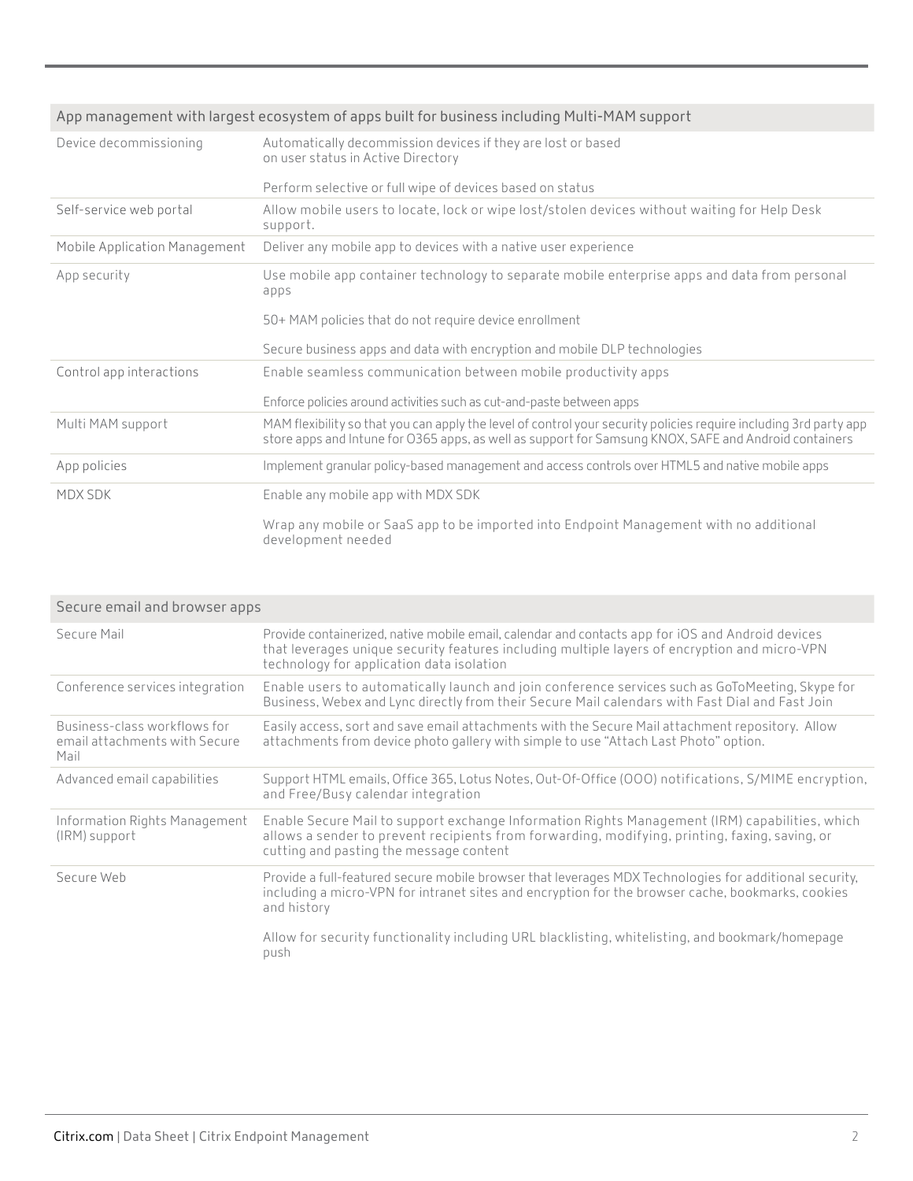| App management with largest ecosystem of apps built for business including Multi-MAM support | |
|---|---|
| Device decommissioning | Automatically decommission devices if they are lost or based on user status in Active Directory<br><br>Perform selective or full wipe of devices based on status |
| Self-service web portal | Allow mobile users to locate, lock or wipe lost/stolen devices without waiting for Help Desk support. |
| Mobile Application Management | Deliver any mobile app to devices with a native user experience |
| App security | Use mobile app container technology to separate mobile enterprise apps and data from personal apps<br><br>50+ MAM policies that do not require device enrollment<br><br>Secure business apps and data with encryption and mobile DLP technologies |
| Control app interactions | Enable seamless communication between mobile productivity apps<br><br>Enforce policies around activities such as cut-and-paste between apps |
| Multi MAM support | MAM flexibility so that you can apply the level of control your security policies require including 3rd party app store apps and Intune for O365 apps, as well as support for Samsung KNOX, SAFE and Android containers |
| App policies | Implement granular policy-based management and access controls over HTML5 and native mobile apps |
| MDX SDK | Enable any mobile app with MDX SDK<br><br>Wrap any mobile or SaaS app to be imported into Endpoint Management with no additional development needed |

| Secure email and browser apps | |
|---|---|
| Secure Mail | Provide containerized, native mobile email, calendar and contacts app for iOS and Android devices that leverages unique security features including multiple layers of encryption and micro-VPN technology for application data isolation |
| Conference services integration | Enable users to automatically launch and join conference services such as GoToMeeting, Skype for Business, Webex and Lync directly from their Secure Mail calendars with Fast Dial and Fast Join |
| Business-class workflows for email attachments with Secure Mail | Easily access, sort and save email attachments with the Secure Mail attachment repository. Allow attachments from device photo gallery with simple to use "Attach Last Photo" option. |
| Advanced email capabilities | Support HTML emails, Office 365, Lotus Notes, Out-Of-Office (OOO) notifications, S/MIME encryption, and Free/Busy calendar integration |
| Information Rights Management (IRM) support | Enable Secure Mail to support exchange Information Rights Management (IRM) capabilities, which allows a sender to prevent recipients from forwarding, modifying, printing, faxing, saving, or cutting and pasting the message content |
| Secure Web | Provide a full-featured secure mobile browser that leverages MDX Technologies for additional security, including a micro-VPN for intranet sites and encryption for the browser cache, bookmarks, cookies and history<br><br>Allow for security functionality including URL blacklisting, whitelisting, and bookmark/homepage push |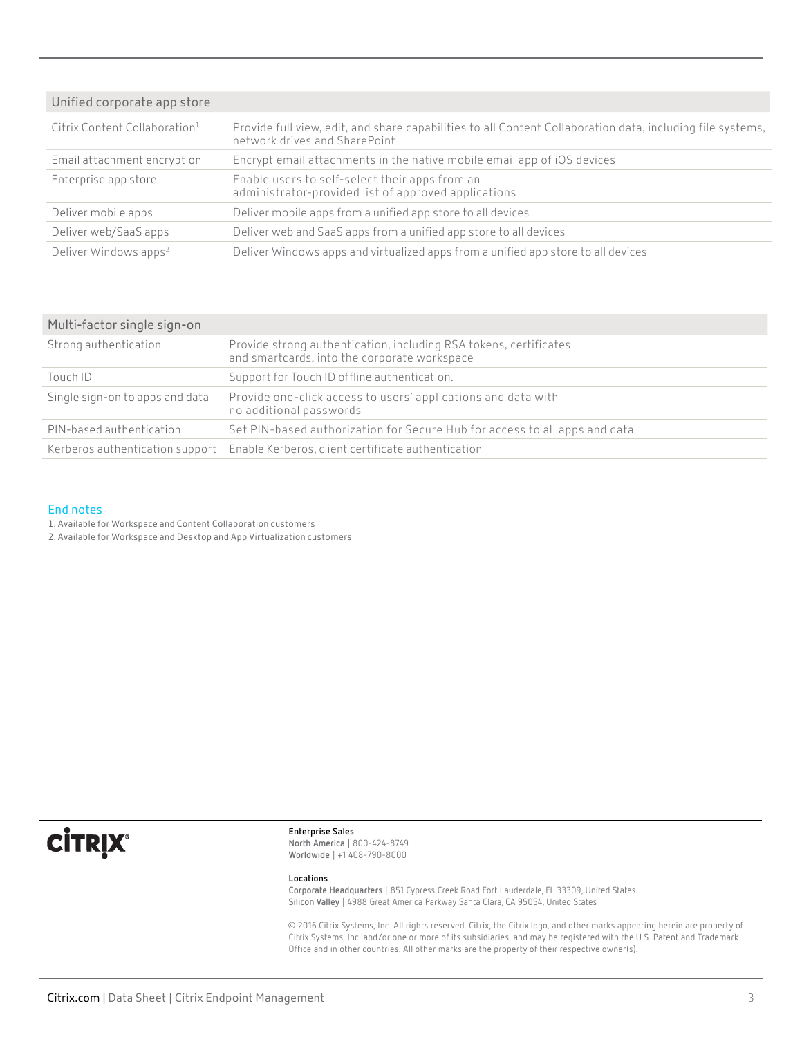| Unified corporate app store | |
|---|---|
| Citrix Content Collaboration[1] | Provide full view, edit, and share capabilities to all Content Collaboration data, including file systems, network drives and SharePoint |
| Email attachment encryption | Encrypt email attachments in the native mobile email app of iOS devices |
| Enterprise app store | Enable users to self-select their apps from an administrator-provided list of approved applications |
| Deliver mobile apps | Deliver mobile apps from a unified app store to all devices |
| Deliver web/SaaS apps | Deliver web and SaaS apps from a unified app store to all devices |
| Deliver Windows apps[2] | Deliver Windows apps and virtualized apps from a unified app store to all devices |

| Multi-factor single sign-on | |
|---|---|
| Strong authentication | Provide strong authentication, including RSA tokens, certificates and smartcards, into the corporate workspace |
| Touch ID | Support for Touch ID offline authentication. |
| Single sign-on to apps and data | Provide one-click access to users' applications and data with no additional passwords |
| PIN-based authentication | Set PIN-based authorization for Secure Hub for access to all apps and data |
| Kerberos authentication support | Enable Kerberos, client certificate authentication |

## End notes

1. Available for Workspace and Content Collaboration customers
2. Available for Workspace and Desktop and App Virtualization customers

**Enterprise Sales**
**North America** | 800-424-8749
**Worldwide** | +1 408-790-8000

**Locations**
**Corporate Headquarters** | 851 Cypress Creek Road Fort Lauderdale, FL 33309, United States
**Silicon Valley** | 4988 Great America Parkway Santa Clara, CA 95054, United States

© 2016 Citrix Systems, Inc. All rights reserved. Citrix, the Citrix logo, and other marks appearing herein are property of Citrix Systems, Inc. and/or one or more of its subsidiaries, and may be registered with the U.S. Patent and Trademark Office and in other countries. All other marks are the property of their respective owner(s).